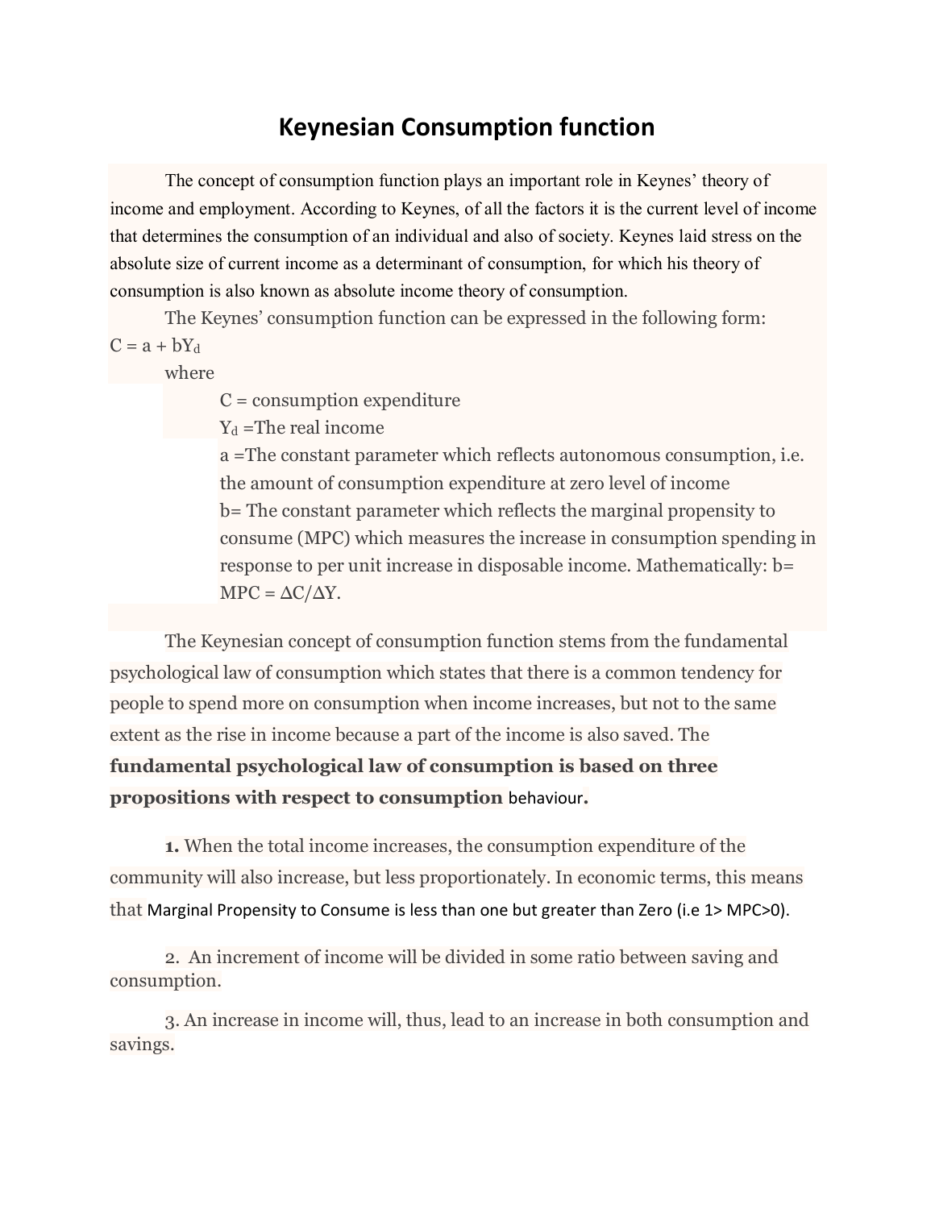# Keynesian Consumption function

The concept of consumption function plays an important role in Keynes' theory of income and employment. According to Keynes, of all the factors it is the current level of income that determines the consumption of an individual and also of society. Keynes laid stress on the absolute size of current income as a determinant of consumption, for which his theory of consumption is also known as absolute income theory of consumption.

The Keynes' consumption function can be expressed in the following form:

$C = a + bY_d$

where

$C$ = consumption expenditure

$Y_d$ = The real income

$a$ = The constant parameter which reflects autonomous consumption, i.e. the amount of consumption expenditure at zero level of income

$b$ = The constant parameter which reflects the marginal propensity to consume (MPC) which measures the increase in consumption spending in response to per unit increase in disposable income. Mathematically: $b = MPC = \Delta C/\Delta Y$.

The Keynesian concept of consumption function stems from the fundamental psychological law of consumption which states that there is a common tendency for people to spend more on consumption when income increases, but not to the same extent as the rise in income because a part of the income is also saved. The **fundamental psychological law of consumption is based on three propositions with respect to consumption** behaviour**.**

**1.** When the total income increases, the consumption expenditure of the community will also increase, but less proportionately. In economic terms, this means that Marginal Propensity to Consume is less than one but greater than Zero (i.e $1 > MPC > 0$).

2. An increment of income will be divided in some ratio between saving and consumption.

3. An increase in income will, thus, lead to an increase in both consumption and savings.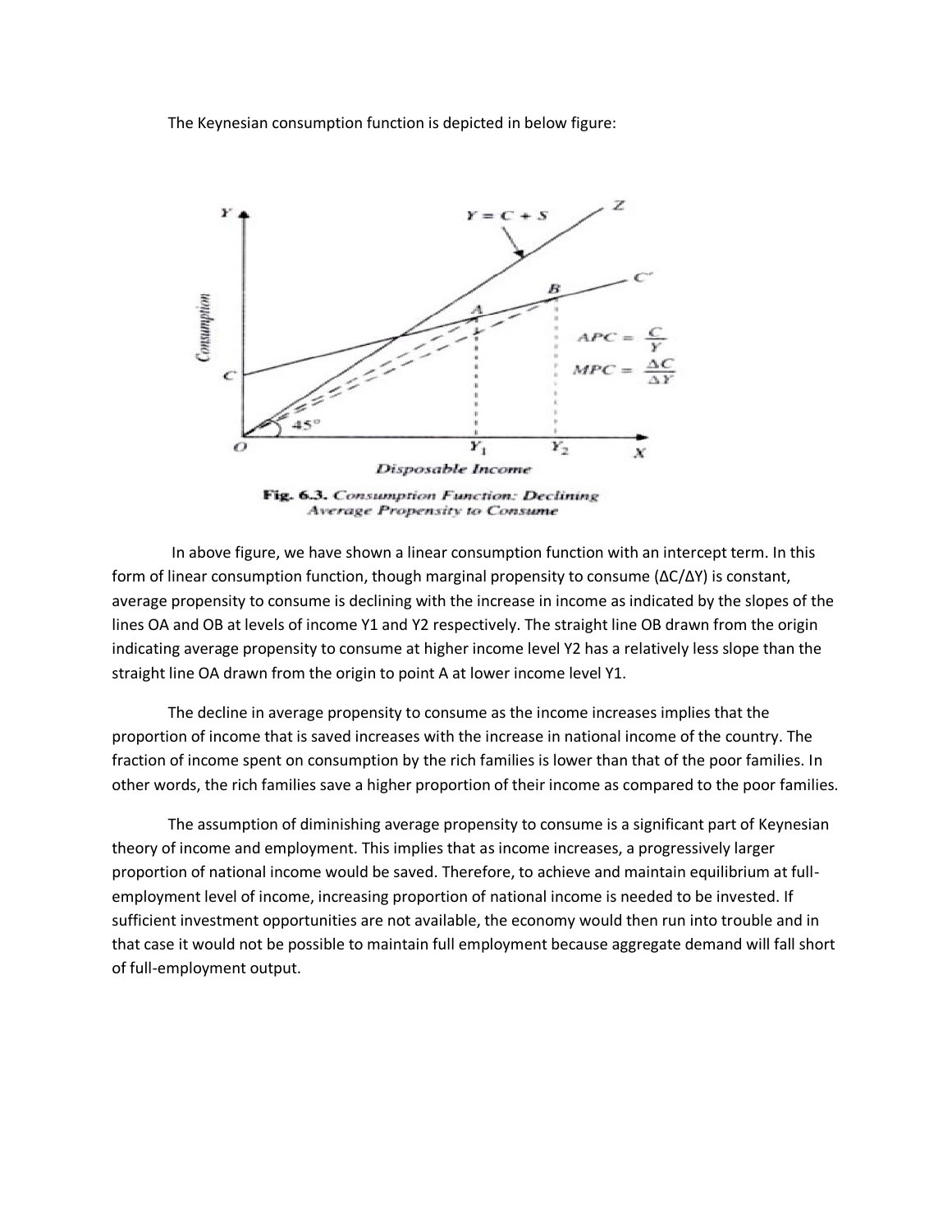The Keynesian consumption function is depicted in below figure:

Y

$Y = C + S$

Z

B

C'

A

$APC = \frac{C}{Y}$

$MPC = \frac{\Delta C}{\Delta Y}$

Consumption

C

45°

O

$Y_1$

$Y_2$

X

Disposable Income

**Fig. 6.3.** *Consumption Function: Declining Average Propensity to Consume*

In above figure, we have shown a linear consumption function with an intercept term. In this form of linear consumption function, though marginal propensity to consume (ΔC/ΔY) is constant, average propensity to consume is declining with the increase in income as indicated by the slopes of the lines OA and OB at levels of income Y1 and Y2 respectively. The straight line OB drawn from the origin indicating average propensity to consume at higher income level Y2 has a relatively less slope than the straight line OA drawn from the origin to point A at lower income level Y1.

The decline in average propensity to consume as the income increases implies that the proportion of income that is saved increases with the increase in national income of the country. The fraction of income spent on consumption by the rich families is lower than that of the poor families. In other words, the rich families save a higher proportion of their income as compared to the poor families.

The assumption of diminishing average propensity to consume is a significant part of Keynesian theory of income and employment. This implies that as income increases, a progressively larger proportion of national income would be saved. Therefore, to achieve and maintain equilibrium at full-employment level of income, increasing proportion of national income is needed to be invested. If sufficient investment opportunities are not available, the economy would then run into trouble and in that case it would not be possible to maintain full employment because aggregate demand will fall short of full-employment output.